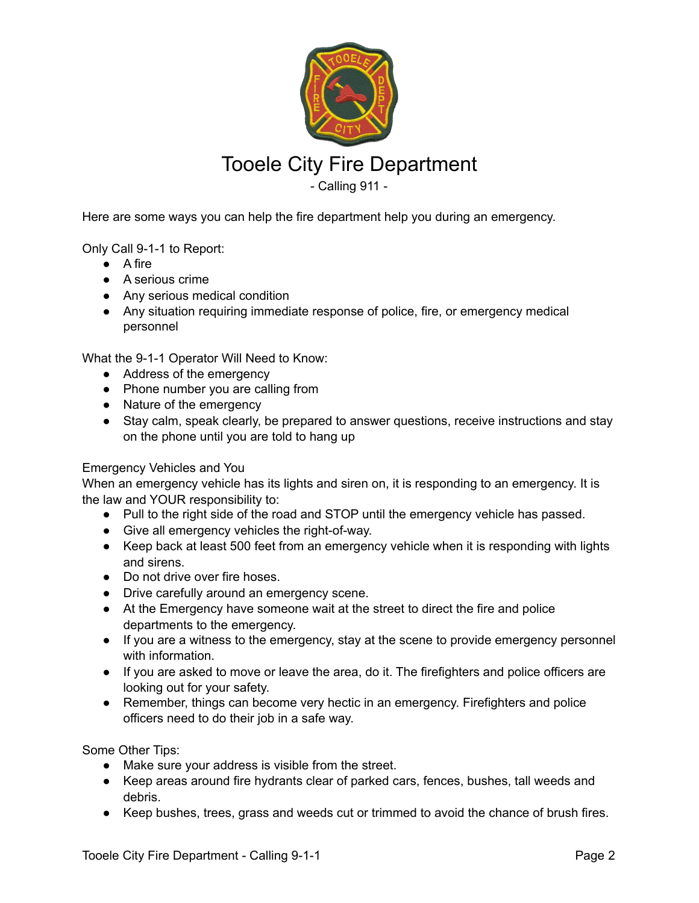# Tooele City Fire Department

- Calling 911 -

Here are some ways you can help the fire department help you during an emergency.

Only Call 9-1-1 to Report:

- A fire
- A serious crime
- Any serious medical condition
- Any situation requiring immediate response of police, fire, or emergency medical personnel

What the 9-1-1 Operator Will Need to Know:

- Address of the emergency
- Phone number you are calling from
- Nature of the emergency
- Stay calm, speak clearly, be prepared to answer questions, receive instructions and stay on the phone until you are told to hang up

Emergency Vehicles and You

When an emergency vehicle has its lights and siren on, it is responding to an emergency. It is the law and YOUR responsibility to:

- Pull to the right side of the road and STOP until the emergency vehicle has passed.
- Give all emergency vehicles the right-of-way.
- Keep back at least 500 feet from an emergency vehicle when it is responding with lights and sirens.
- Do not drive over fire hoses.
- Drive carefully around an emergency scene.
- At the Emergency have someone wait at the street to direct the fire and police departments to the emergency.
- If you are a witness to the emergency, stay at the scene to provide emergency personnel with information.
- If you are asked to move or leave the area, do it. The firefighters and police officers are looking out for your safety.
- Remember, things can become very hectic in an emergency. Firefighters and police officers need to do their job in a safe way.

Some Other Tips:

- Make sure your address is visible from the street.
- Keep areas around fire hydrants clear of parked cars, fences, bushes, tall weeds and debris.
- Keep bushes, trees, grass and weeds cut or trimmed to avoid the chance of brush fires.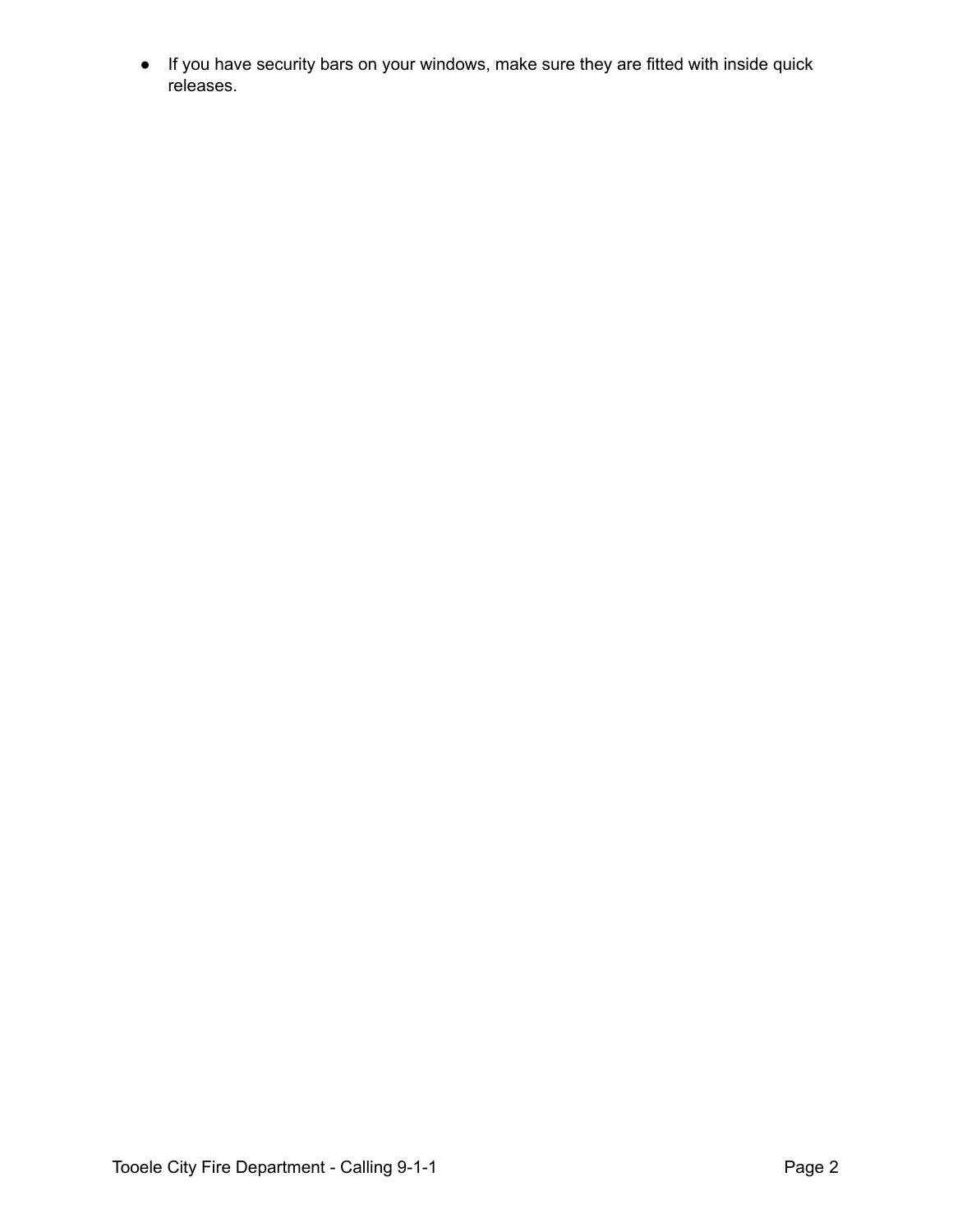- If you have security bars on your windows, make sure they are fitted with inside quick releases.